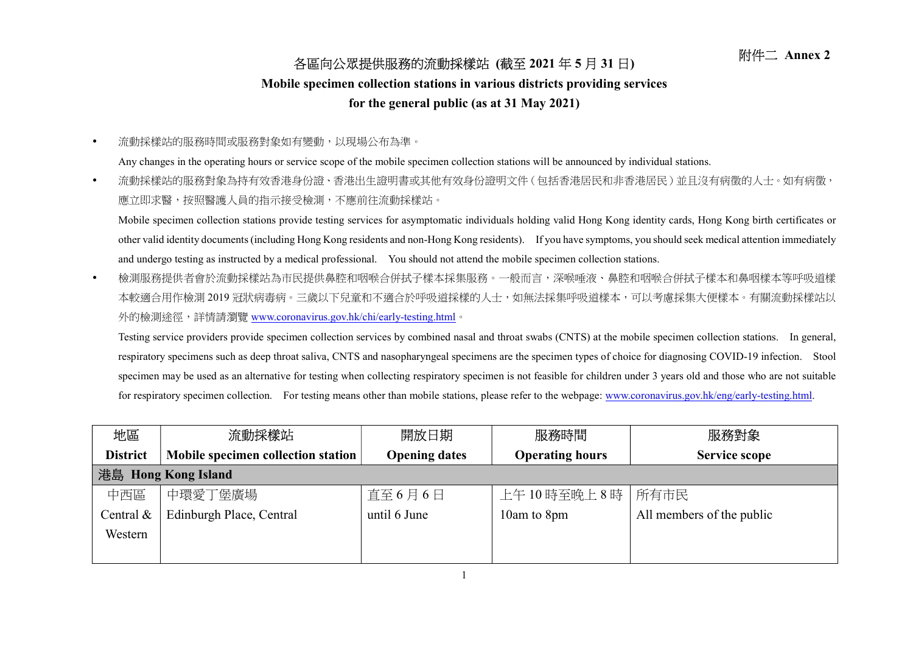附件二 **Annex 2**

# 各區向公眾提供服務的流動採樣站 (截至 2021 年 5 月 31 日)
# Mobile specimen collection stations in various districts providing services for the general public (as at 31 May 2021)

- 流動採樣站的服務時間或服務對象如有變動，以現場公布為準。

  Any changes in the operating hours or service scope of the mobile specimen collection stations will be announced by individual stations.

- 流動採樣站的服務對象為持有效香港身份證、香港出生證明書或其他有效身份證明文件（包括香港居民和非香港居民）並且沒有病徵的人士。如有病徵，應立即求醫，按照醫護人員的指示接受檢測，不應前往流動採樣站。

  Mobile specimen collection stations provide testing services for asymptomatic individuals holding valid Hong Kong identity cards, Hong Kong birth certificates or other valid identity documents (including Hong Kong residents and non-Hong Kong residents). If you have symptoms, you should seek medical attention immediately and undergo testing as instructed by a medical professional. You should not attend the mobile specimen collection stations.

- 檢測服務提供者會於流動採樣站為市民提供鼻腔和咽喉合併拭子樣本採集服務。一般而言，深喉唾液、鼻腔和咽喉合併拭子樣本和鼻咽樣本等呼吸道樣本較適合用作檢測 2019 冠狀病毒病。三歲以下兒童和不適合於呼吸道採樣的人士，如無法採集呼吸道樣本，可以考慮採集大便樣本。有關流動採樣站以外的檢測途徑，詳情請瀏覽 www.coronavirus.gov.hk/chi/early-testing.html。

  Testing service providers provide specimen collection services by combined nasal and throat swabs (CNTS) at the mobile specimen collection stations. In general, respiratory specimens such as deep throat saliva, CNTS and nasopharyngeal specimens are the specimen types of choice for diagnosing COVID-19 infection. Stool specimen may be used as an alternative for testing when collecting respiratory specimen is not feasible for children under 3 years old and those who are not suitable for respiratory specimen collection. For testing means other than mobile stations, please refer to the webpage: www.coronavirus.gov.hk/eng/early-testing.html.

| 地區 **District** | 流動採樣站 **Mobile specimen collection station** | 開放日期 **Opening dates** | 服務時間 **Operating hours** | 服務對象 **Service scope** |
|---|---|---|---|---|
| **港島 Hong Kong Island** | | | | |
| 中西區 Central & Western | 中環愛丁堡廣場 Edinburgh Place, Central | 直至 6 月 6 日 until 6 June | 上午 10 時至晚上 8 時 10am to 8pm | 所有市民 All members of the public |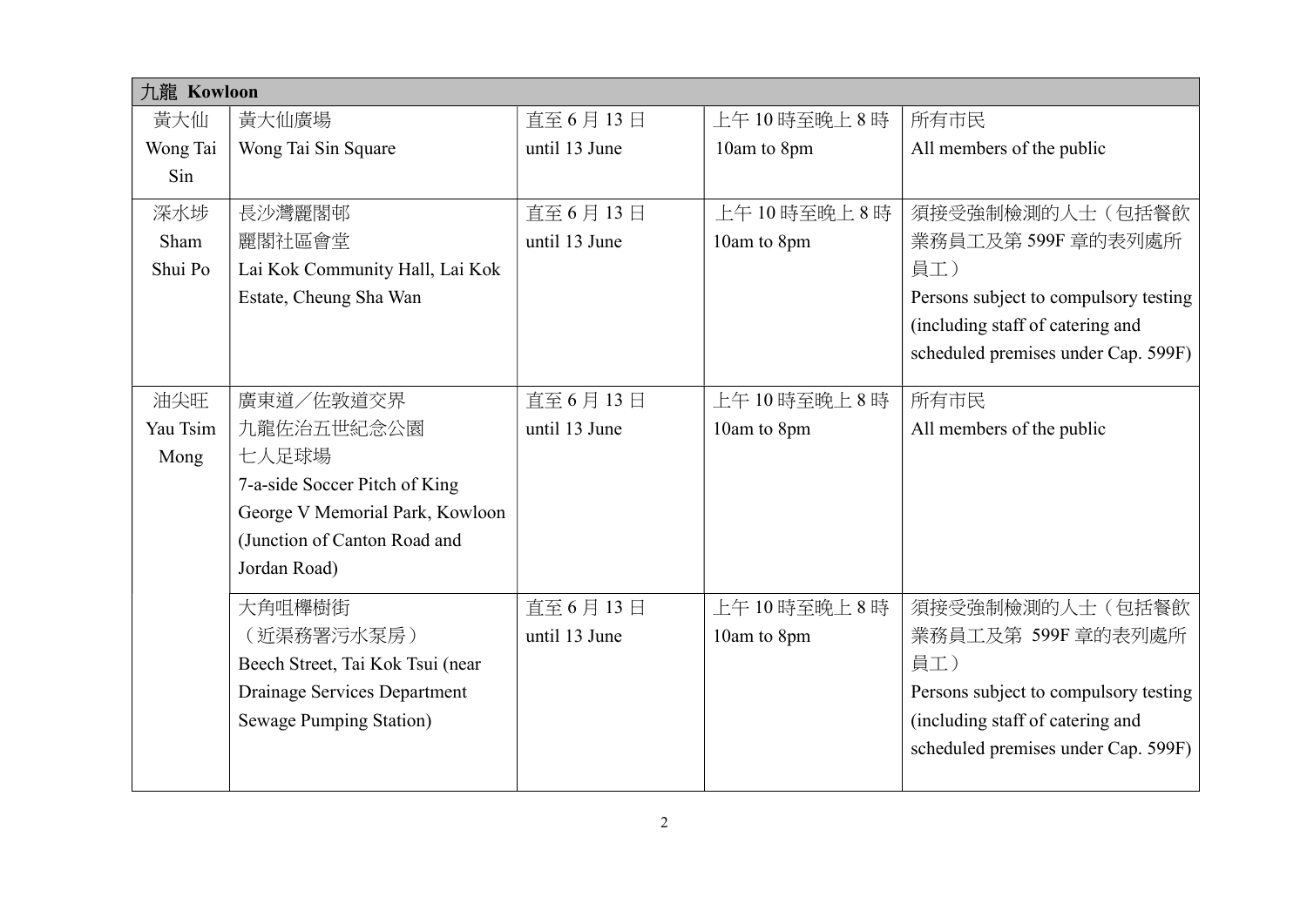| 九龍 Kowloon | | | | |
|---|---|---|---|---|
| 黃大仙<br>Wong Tai Sin | 黃大仙廣場<br>Wong Tai Sin Square | 直至 6 月 13 日<br>until 13 June | 上午 10 時至晚上 8 時<br>10am to 8pm | 所有市民<br>All members of the public |
| 深水埗<br>Sham Shui Po | 長沙灣麗閣邨<br>麗閣社區會堂<br>Lai Kok Community Hall, Lai Kok Estate, Cheung Sha Wan | 直至 6 月 13 日<br>until 13 June | 上午 10 時至晚上 8 時<br>10am to 8pm | 須接受強制檢測的人士（包括餐飲業務員工及第 599F 章的表列處所員工）<br>Persons subject to compulsory testing (including staff of catering and scheduled premises under Cap. 599F) |
| 油尖旺<br>Yau Tsim Mong | 廣東道／佐敦道交界<br>九龍佐治五世紀念公園<br>七人足球場<br>7-a-side Soccer Pitch of King George V Memorial Park, Kowloon (Junction of Canton Road and Jordan Road) | 直至 6 月 13 日<br>until 13 June | 上午 10 時至晚上 8 時<br>10am to 8pm | 所有市民<br>All members of the public |
| | 大角咀櫸樹街<br>（近渠務署污水泵房）<br>Beech Street, Tai Kok Tsui (near Drainage Services Department Sewage Pumping Station) | 直至 6 月 13 日<br>until 13 June | 上午 10 時至晚上 8 時<br>10am to 8pm | 須接受強制檢測的人士（包括餐飲業務員工及第 599F 章的表列處所員工）<br>Persons subject to compulsory testing (including staff of catering and scheduled premises under Cap. 599F) |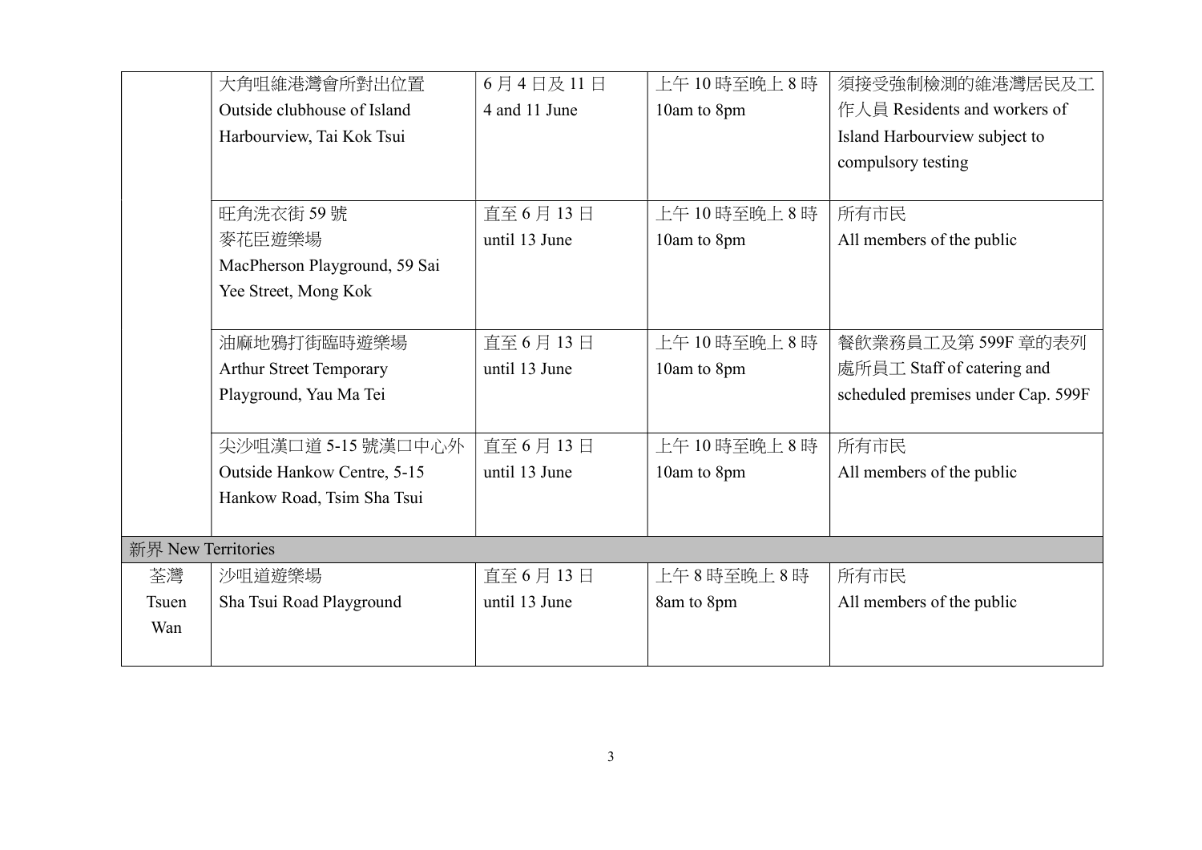| | | | | |
|---|---|---|---|---|
| | 大角咀維港灣會所對出位置<br>Outside clubhouse of Island Harbourview, Tai Kok Tsui | 6月4日及11日<br>4 and 11 June | 上午10時至晚上8時<br>10am to 8pm | 須接受強制檢測的維港灣居民及工作人員 Residents and workers of Island Harbourview subject to compulsory testing |
| | 旺角洗衣街59號<br>麥花臣遊樂場<br>MacPherson Playground, 59 Sai Yee Street, Mong Kok | 直至6月13日<br>until 13 June | 上午10時至晚上8時<br>10am to 8pm | 所有市民<br>All members of the public |
| | 油麻地鴉打街臨時遊樂場<br>Arthur Street Temporary Playground, Yau Ma Tei | 直至6月13日<br>until 13 June | 上午10時至晚上8時<br>10am to 8pm | 餐飲業務員工及第599F章的表列處所員工 Staff of catering and scheduled premises under Cap. 599F |
| | 尖沙咀漢口道5-15號漢口中心外<br>Outside Hankow Centre, 5-15 Hankow Road, Tsim Sha Tsui | 直至6月13日<br>until 13 June | 上午10時至晚上8時<br>10am to 8pm | 所有市民<br>All members of the public |
| 新界 New Territories | | | | |
| 荃灣<br>Tsuen Wan | 沙咀道遊樂場<br>Sha Tsui Road Playground | 直至6月13日<br>until 13 June | 上午8時至晚上8時<br>8am to 8pm | 所有市民<br>All members of the public |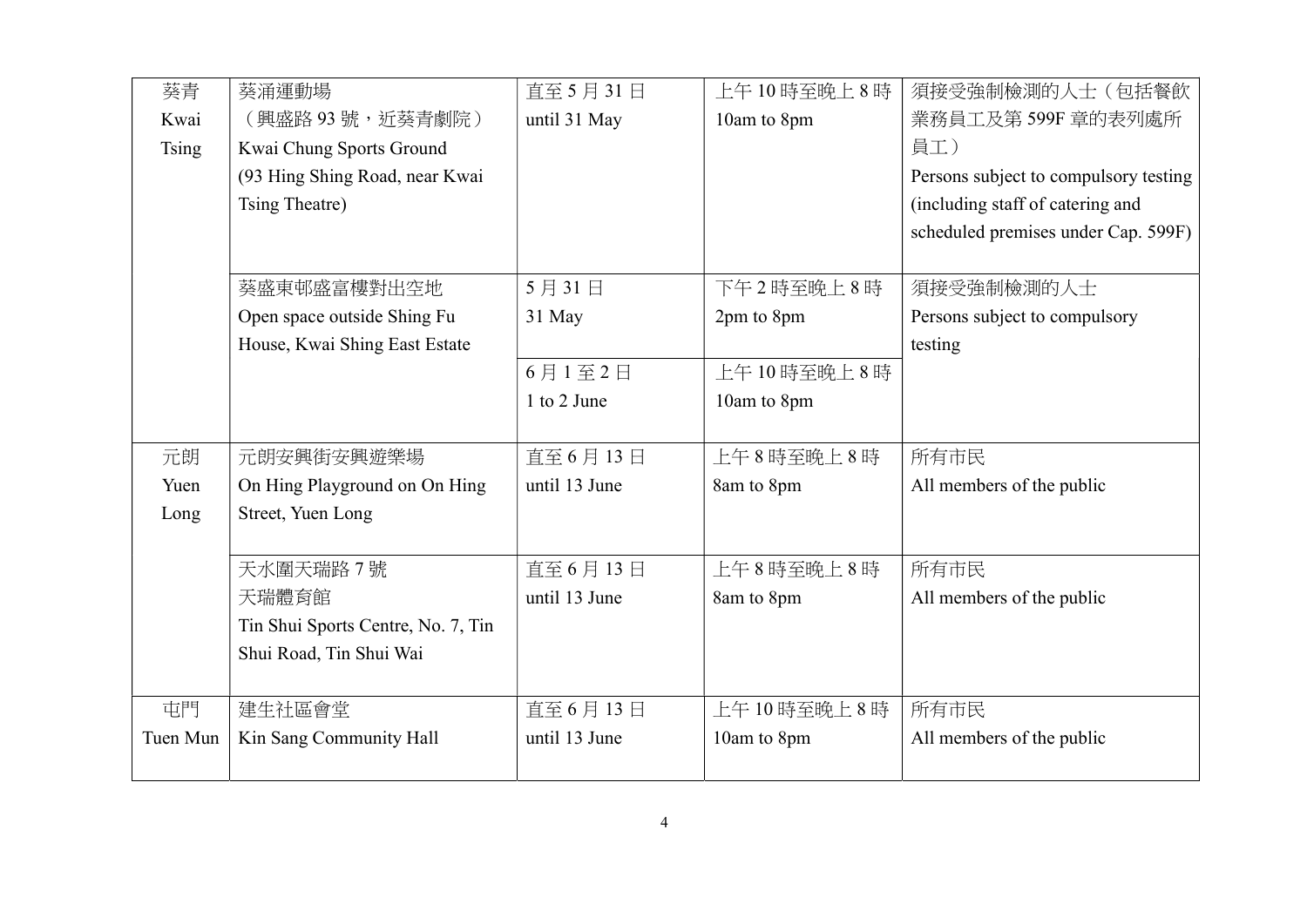| 葵青<br>Kwai Tsing | 葵涌運動場<br>（興盛路 93 號，近葵青劇院）<br>Kwai Chung Sports Ground<br>(93 Hing Shing Road, near Kwai Tsing Theatre) | 直至 5 月 31 日<br>until 31 May | 上午 10 時至晚上 8 時<br>10am to 8pm | 須接受強制檢測的人士（包括餐飲業務員工及第 599F 章的表列處所員工）<br>Persons subject to compulsory testing (including staff of catering and scheduled premises under Cap. 599F) |
|---|---|---|---|---|
| | 葵盛東邨盛富樓對出空地<br>Open space outside Shing Fu House, Kwai Shing East Estate | 5 月 31 日<br>31 May | 下午 2 時至晚上 8 時<br>2pm to 8pm | 須接受強制檢測的人士<br>Persons subject to compulsory testing |
| | | 6 月 1 至 2 日<br>1 to 2 June | 上午 10 時至晚上 8 時<br>10am to 8pm | |
| 元朗<br>Yuen Long | 元朗安興街安興遊樂場<br>On Hing Playground on On Hing Street, Yuen Long | 直至 6 月 13 日<br>until 13 June | 上午 8 時至晚上 8 時<br>8am to 8pm | 所有市民<br>All members of the public |
| | 天水圍天瑞路 7 號<br>天瑞體育館<br>Tin Shui Sports Centre, No. 7, Tin Shui Road, Tin Shui Wai | 直至 6 月 13 日<br>until 13 June | 上午 8 時至晚上 8 時<br>8am to 8pm | 所有市民<br>All members of the public |
| 屯門<br>Tuen Mun | 建生社區會堂<br>Kin Sang Community Hall | 直至 6 月 13 日<br>until 13 June | 上午 10 時至晚上 8 時<br>10am to 8pm | 所有市民<br>All members of the public |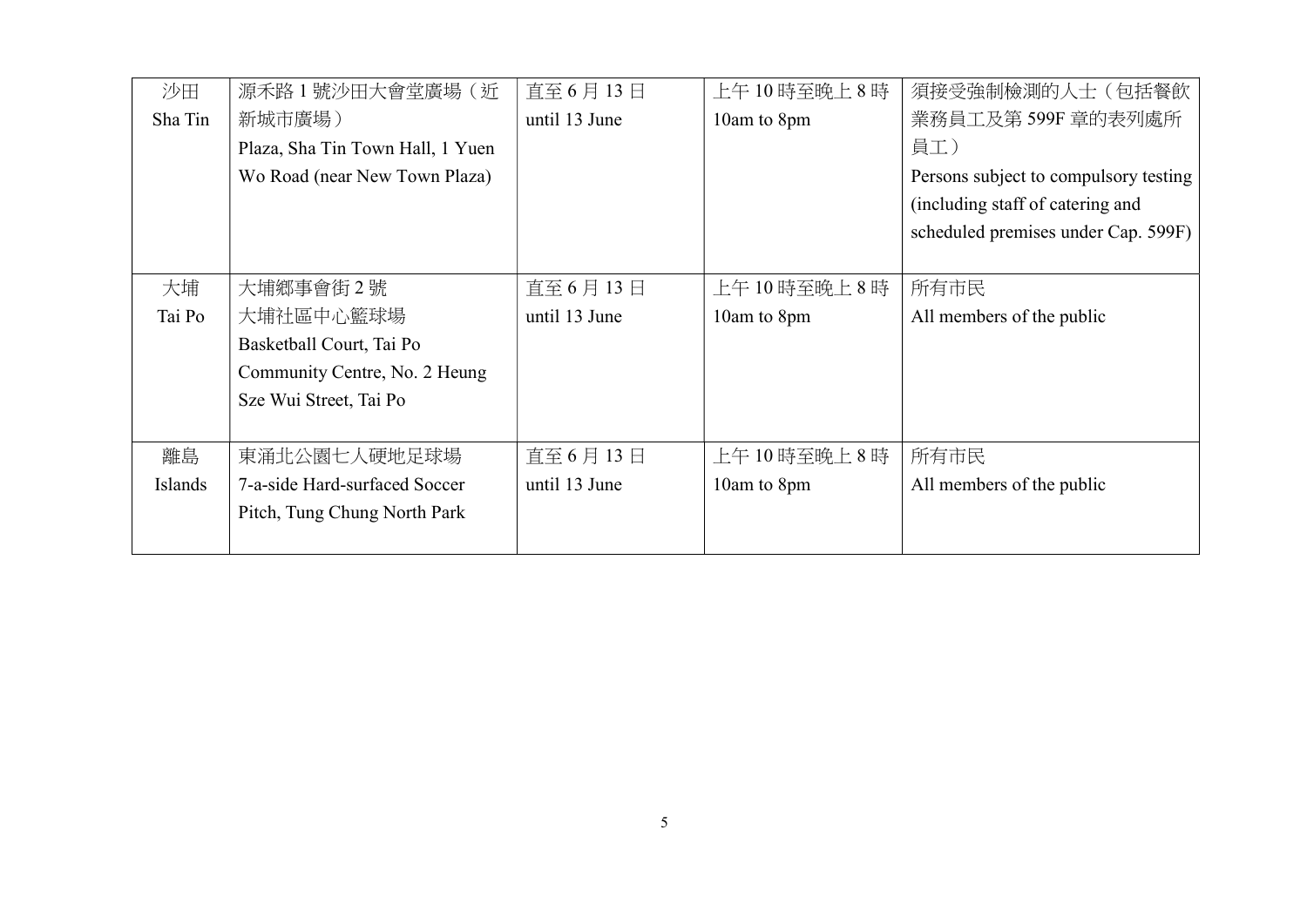| | | | | |
|---|---|---|---|---|
| 沙田<br>Sha Tin | 源禾路 1 號沙田大會堂廣場（近新城市廣場）<br>Plaza, Sha Tin Town Hall, 1 Yuen Wo Road (near New Town Plaza) | 直至 6 月 13 日<br>until 13 June | 上午 10 時至晚上 8 時<br>10am to 8pm | 須接受強制檢測的人士（包括餐飲業務員工及第 599F 章的表列處所員工）<br>Persons subject to compulsory testing (including staff of catering and scheduled premises under Cap. 599F) |
| 大埔<br>Tai Po | 大埔鄉事會街 2 號<br>大埔社區中心籃球場<br>Basketball Court, Tai Po Community Centre, No. 2 Heung Sze Wui Street, Tai Po | 直至 6 月 13 日<br>until 13 June | 上午 10 時至晚上 8 時<br>10am to 8pm | 所有市民<br>All members of the public |
| 離島<br>Islands | 東涌北公園七人硬地足球場<br>7-a-side Hard-surfaced Soccer Pitch, Tung Chung North Park | 直至 6 月 13 日<br>until 13 June | 上午 10 時至晚上 8 時<br>10am to 8pm | 所有市民<br>All members of the public |